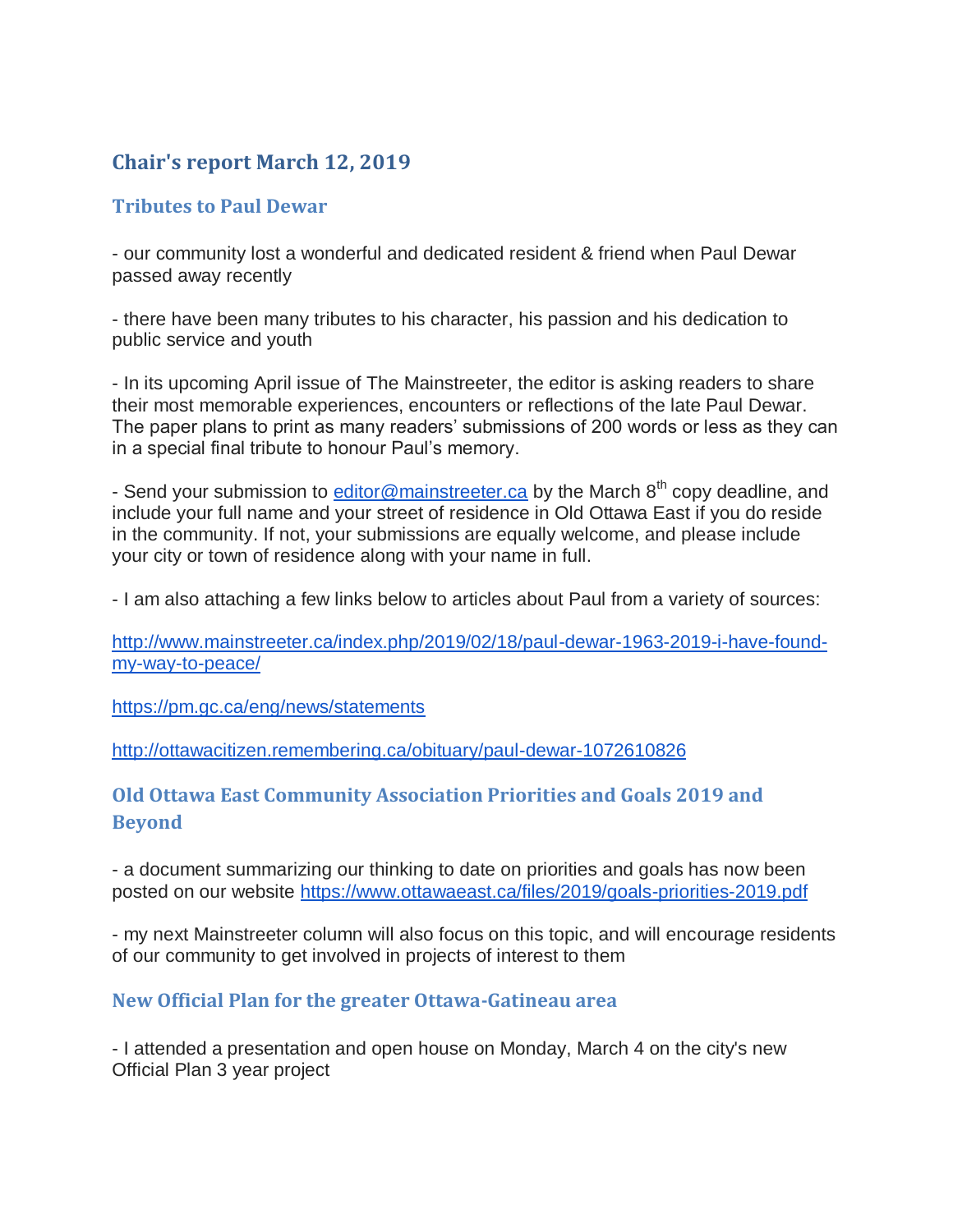# Chair's report March 12, 2019

## Tributes to Paul Dewar

- our community lost a wonderful and dedicated resident & friend when Paul Dewar passed away recently

- there have been many tributes to his character, his passion and his dedication to public service and youth

- In its upcoming April issue of The Mainstreeter, the editor is asking readers to share their most memorable experiences, encounters or reflections of the late Paul Dewar. The paper plans to print as many readers' submissions of 200 words or less as they can in a special final tribute to honour Paul's memory.

- Send your submission to editor@mainstreeter.ca by the March 8th copy deadline, and include your full name and your street of residence in Old Ottawa East if you do reside in the community. If not, your submissions are equally welcome, and please include your city or town of residence along with your name in full.

- I am also attaching a few links below to articles about Paul from a variety of sources:

http://www.mainstreeter.ca/index.php/2019/02/18/paul-dewar-1963-2019-i-have-found-my-way-to-peace/

https://pm.gc.ca/eng/news/statements

http://ottawacitizen.remembering.ca/obituary/paul-dewar-1072610826

## Old Ottawa East Community Association Priorities and Goals 2019 and Beyond

- a document summarizing our thinking to date on priorities and goals has now been posted on our website https://www.ottawaeast.ca/files/2019/goals-priorities-2019.pdf

- my next Mainstreeter column will also focus on this topic, and will encourage residents of our community to get involved in projects of interest to them

## New Official Plan for the greater Ottawa-Gatineau area

- I attended a presentation and open house on Monday, March 4 on the city's new Official Plan 3 year project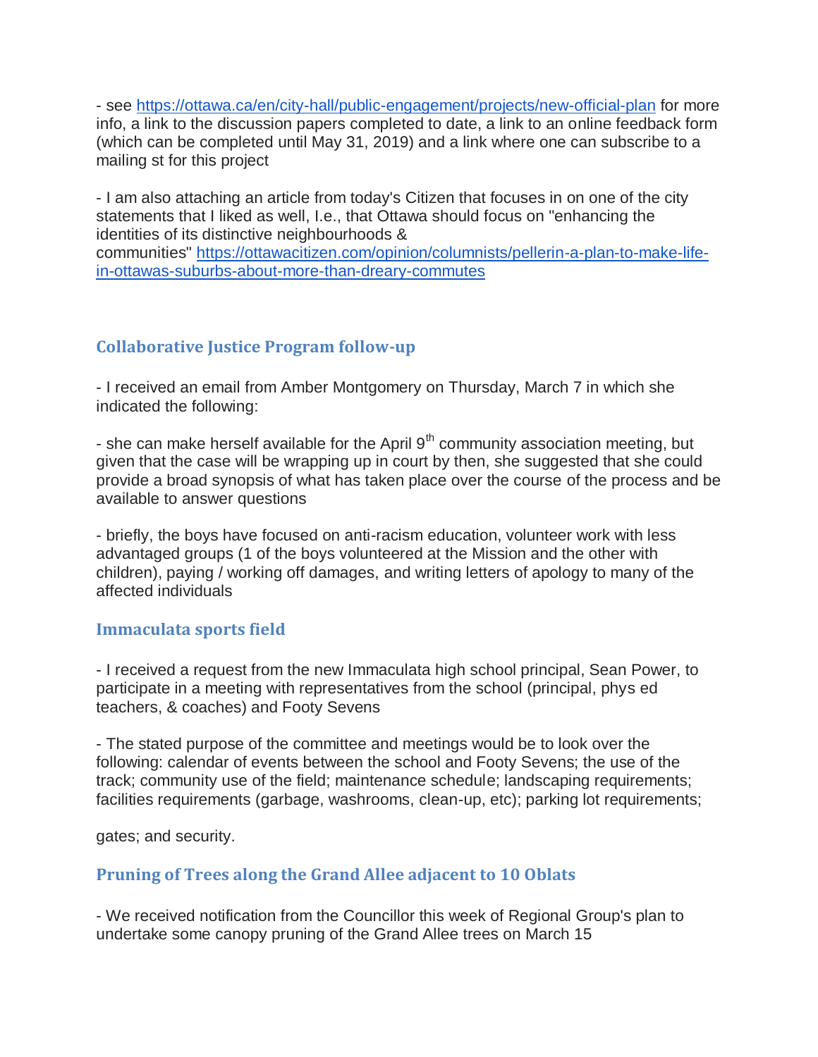- see [https://ottawa.ca/en/city-hall/public-engagement/projects/new-official-plan](https://ottawa.ca/en/city-hall/public-engagement/projects/new-official-plan) for more info, a link to the discussion papers completed to date, a link to an online feedback form (which can be completed until May 31, 2019) and a link where one can subscribe to a mailing st for this project

- I am also attaching an article from today's Citizen that focuses in on one of the city statements that I liked as well, I.e., that Ottawa should focus on "enhancing the identities of its distinctive neighbourhoods & communities" [https://ottawacitizen.com/opinion/columnists/pellerin-a-plan-to-make-life-in-ottawas-suburbs-about-more-than-dreary-commutes](https://ottawacitizen.com/opinion/columnists/pellerin-a-plan-to-make-life-in-ottawas-suburbs-about-more-than-dreary-commutes)

## Collaborative Justice Program follow-up

- I received an email from Amber Montgomery on Thursday, March 7 in which she indicated the following:

- she can make herself available for the April 9th community association meeting, but given that the case will be wrapping up in court by then, she suggested that she could provide a broad synopsis of what has taken place over the course of the process and be available to answer questions

- briefly, the boys have focused on anti-racism education, volunteer work with less advantaged groups (1 of the boys volunteered at the Mission and the other with children), paying / working off damages, and writing letters of apology to many of the affected individuals

## Immaculata sports field

- I received a request from the new Immaculata high school principal, Sean Power, to participate in a meeting with representatives from the school (principal, phys ed teachers, & coaches) and Footy Sevens

- The stated purpose of the committee and meetings would be to look over the following: calendar of events between the school and Footy Sevens; the use of the track; community use of the field; maintenance schedule; landscaping requirements; facilities requirements (garbage, washrooms, clean-up, etc); parking lot requirements;

gates; and security.

## Pruning of Trees along the Grand Allee adjacent to 10 Oblats

- We received notification from the Councillor this week of Regional Group's plan to undertake some canopy pruning of the Grand Allee trees on March 15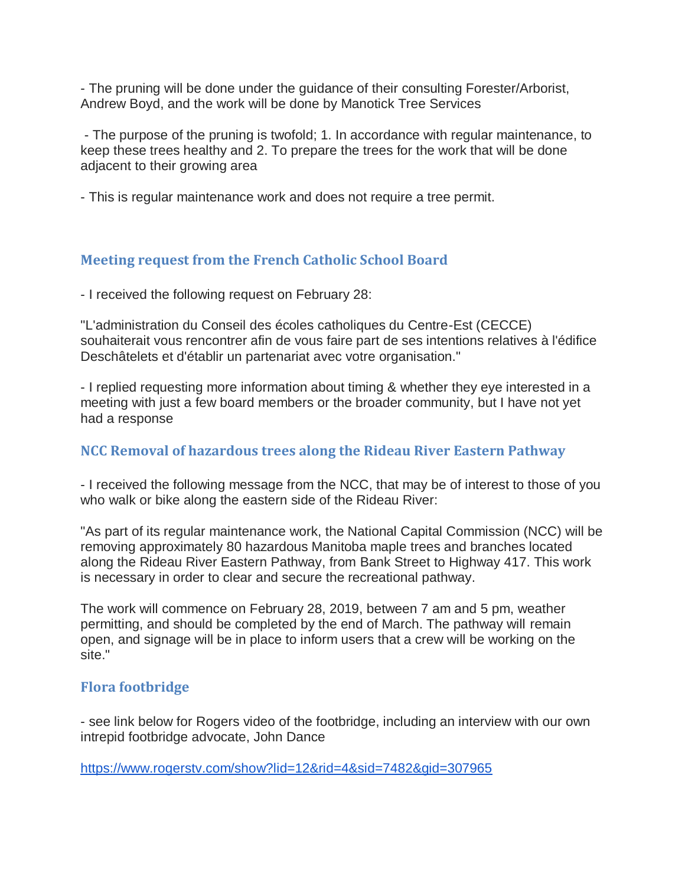- The pruning will be done under the guidance of their consulting Forester/Arborist, Andrew Boyd, and the work will be done by Manotick Tree Services

- The purpose of the pruning is twofold; 1. In accordance with regular maintenance, to keep these trees healthy and 2. To prepare the trees for the work that will be done adjacent to their growing area

- This is regular maintenance work and does not require a tree permit.

### Meeting request from the French Catholic School Board

- I received the following request on February 28:

"L'administration du Conseil des écoles catholiques du Centre-Est (CECCE) souhaiterait vous rencontrer afin de vous faire part de ses intentions relatives à l'édifice Deschâtelets et d'établir un partenariat avec votre organisation."

- I replied requesting more information about timing & whether they eye interested in a meeting with just a few board members or the broader community, but I have not yet had a response

### NCC Removal of hazardous trees along the Rideau River Eastern Pathway

- I received the following message from the NCC, that may be of interest to those of you who walk or bike along the eastern side of the Rideau River:

"As part of its regular maintenance work, the National Capital Commission (NCC) will be removing approximately 80 hazardous Manitoba maple trees and branches located along the Rideau River Eastern Pathway, from Bank Street to Highway 417. This work is necessary in order to clear and secure the recreational pathway.

The work will commence on February 28, 2019, between 7 am and 5 pm, weather permitting, and should be completed by the end of March. The pathway will remain open, and signage will be in place to inform users that a crew will be working on the site."

### Flora footbridge

- see link below for Rogers video of the footbridge, including an interview with our own intrepid footbridge advocate, John Dance

https://www.rogerstv.com/show?lid=12&rid=4&sid=7482&gid=307965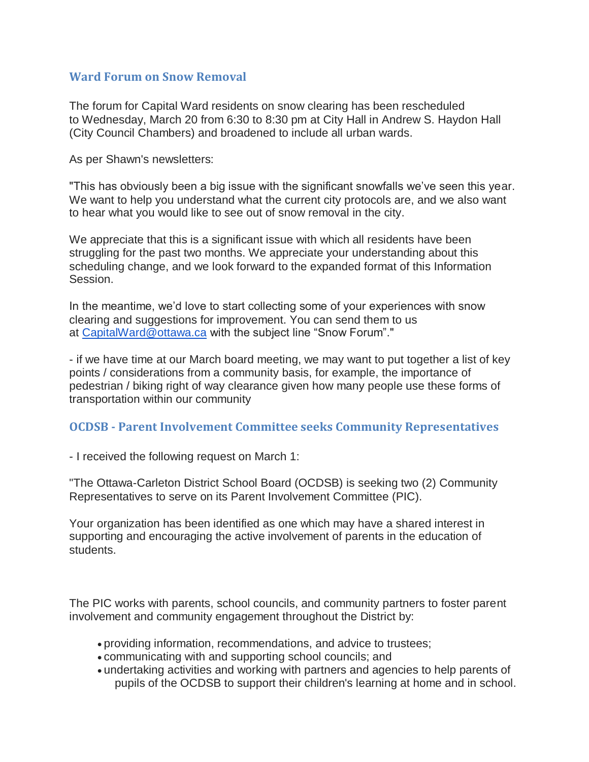## Ward Forum on Snow Removal

The forum for Capital Ward residents on snow clearing has been rescheduled to Wednesday, March 20 from 6:30 to 8:30 pm at City Hall in Andrew S. Haydon Hall (City Council Chambers) and broadened to include all urban wards.

As per Shawn's newsletters:

"This has obviously been a big issue with the significant snowfalls we've seen this year. We want to help you understand what the current city protocols are, and we also want to hear what you would like to see out of snow removal in the city.

We appreciate that this is a significant issue with which all residents have been struggling for the past two months. We appreciate your understanding about this scheduling change, and we look forward to the expanded format of this Information Session.

In the meantime, we'd love to start collecting some of your experiences with snow clearing and suggestions for improvement. You can send them to us at CapitalWard@ottawa.ca with the subject line "Snow Forum"."

- if we have time at our March board meeting, we may want to put together a list of key points / considerations from a community basis, for example, the importance of pedestrian / biking right of way clearance given how many people use these forms of transportation within our community

## OCDSB - Parent Involvement Committee seeks Community Representatives

- I received the following request on March 1:

"The Ottawa-Carleton District School Board (OCDSB) is seeking two (2) Community Representatives to serve on its Parent Involvement Committee (PIC).

Your organization has been identified as one which may have a shared interest in supporting and encouraging the active involvement of parents in the education of students.

The PIC works with parents, school councils, and community partners to foster parent involvement and community engagement throughout the District by:

- providing information, recommendations, and advice to trustees;
- communicating with and supporting school councils; and
- undertaking activities and working with partners and agencies to help parents of pupils of the OCDSB to support their children's learning at home and in school.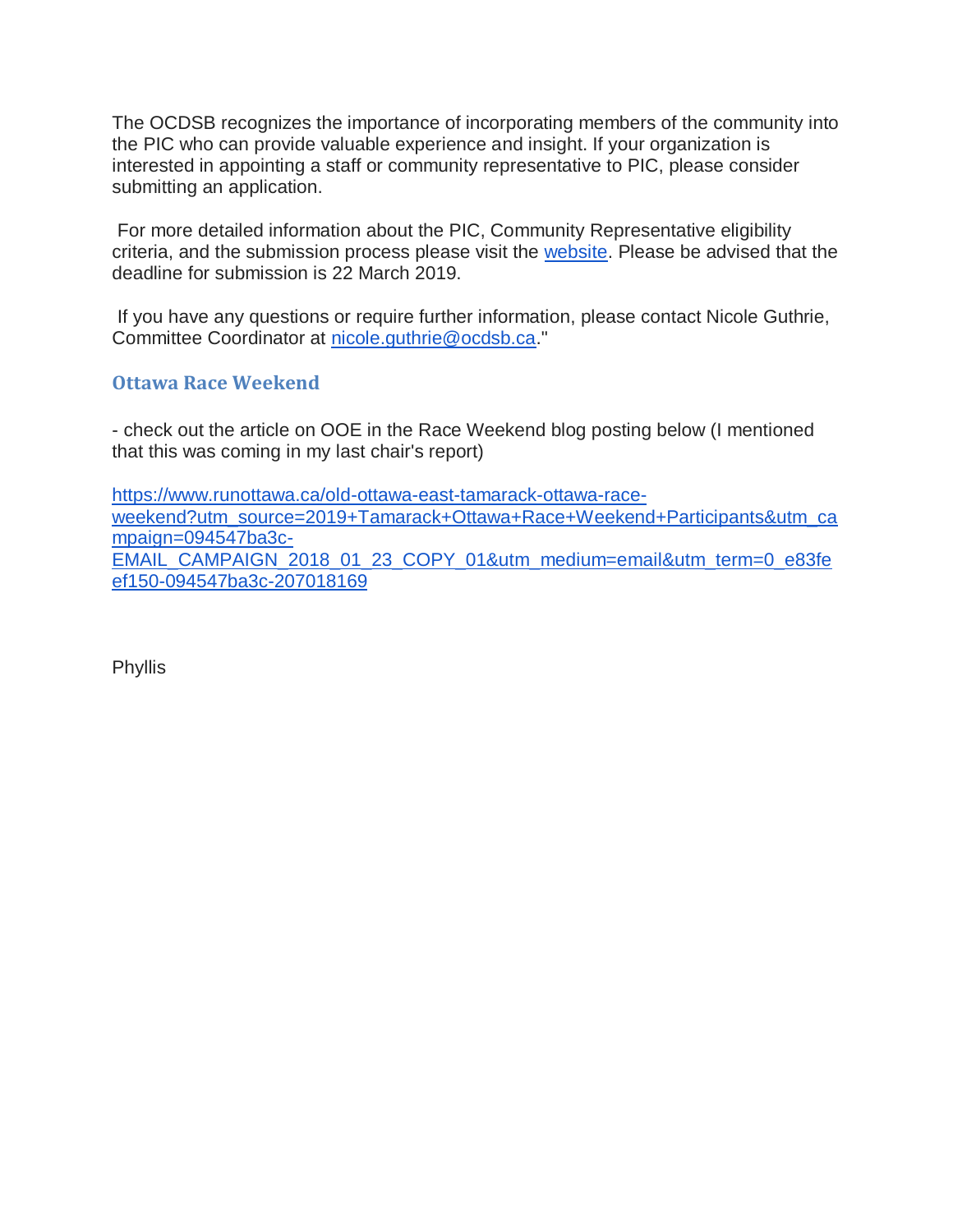The OCDSB recognizes the importance of incorporating members of the community into the PIC who can provide valuable experience and insight. If your organization is interested in appointing a staff or community representative to PIC, please consider submitting an application.

For more detailed information about the PIC, Community Representative eligibility criteria, and the submission process please visit the [website](). Please be advised that the deadline for submission is 22 March 2019.

If you have any questions or require further information, please contact Nicole Guthrie, Committee Coordinator at [nicole.guthrie@ocdsb.ca](mailto:nicole.guthrie@ocdsb.ca)."

### Ottawa Race Weekend

- check out the article on OOE in the Race Weekend blog posting below (I mentioned that this was coming in my last chair's report)

https://www.runottawa.ca/old-ottawa-east-tamarack-ottawa-race-weekend?utm_source=2019+Tamarack+Ottawa+Race+Weekend+Participants&utm_campaign=094547ba3c-EMAIL_CAMPAIGN_2018_01_23_COPY_01&utm_medium=email&utm_term=0_e83feef150-094547ba3c-207018169

Phyllis